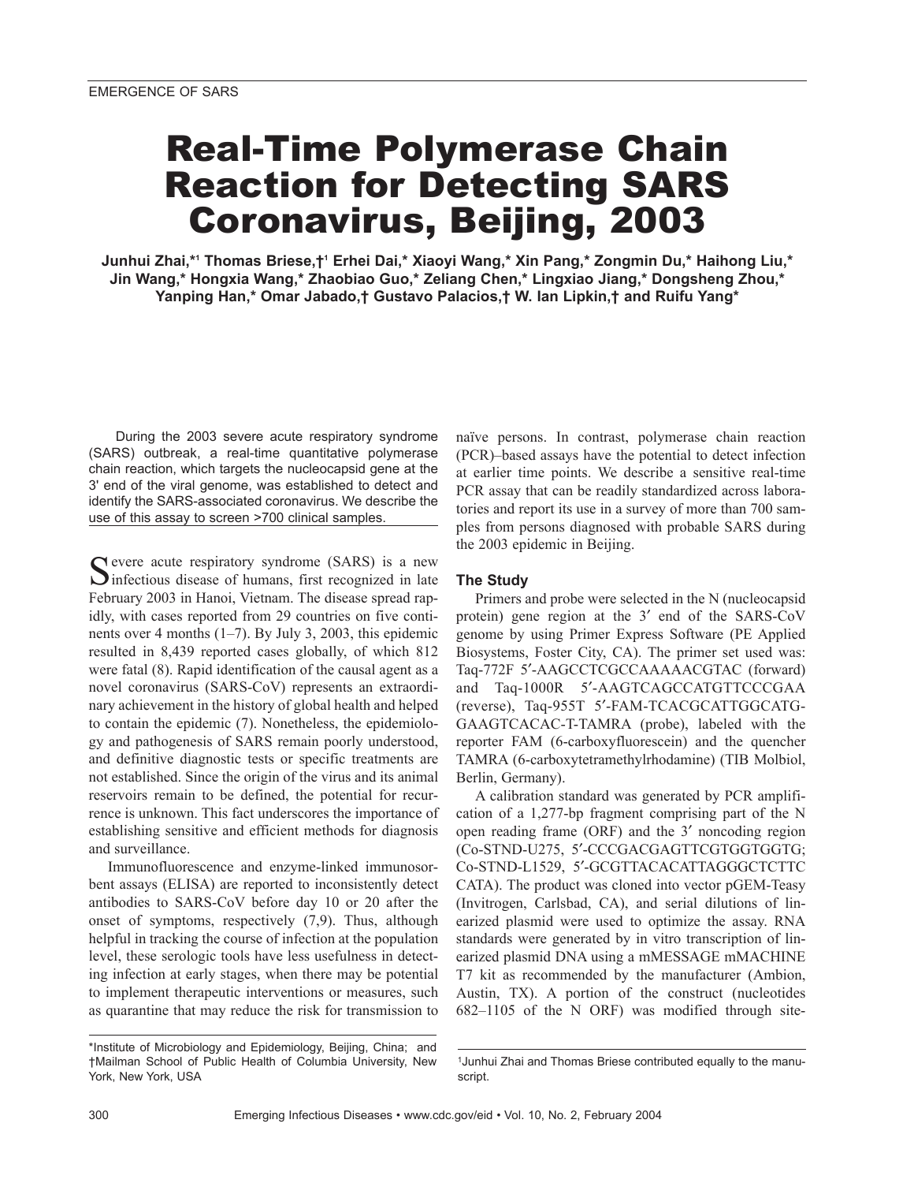EMERGENCE OF SARS

# Real-Time Polymerase Chain Reaction for Detecting SARS Coronavirus, Beijing, 2003

**Junhui Zhai,*[1] Thomas Briese,†[1] Erhei Dai,* Xiaoyi Wang,* Xin Pang,* Zongmin Du,* Haihong Liu,* Jin Wang,* Hongxia Wang,* Zhaobiao Guo,* Zeliang Chen,* Lingxiao Jiang,* Dongsheng Zhou,* Yanping Han,* Omar Jabado,† Gustavo Palacios,† W. Ian Lipkin,† and Ruifu Yang***

During the 2003 severe acute respiratory syndrome (SARS) outbreak, a real-time quantitative polymerase chain reaction, which targets the nucleocapsid gene at the 3' end of the viral genome, was established to detect and identify the SARS-associated coronavirus. We describe the use of this assay to screen >700 clinical samples.

Severe acute respiratory syndrome (SARS) is a new infectious disease of humans, first recognized in late February 2003 in Hanoi, Vietnam. The disease spread rapidly, with cases reported from 29 countries on five continents over 4 months (1–7). By July 3, 2003, this epidemic resulted in 8,439 reported cases globally, of which 812 were fatal (8). Rapid identification of the causal agent as a novel coronavirus (SARS-CoV) represents an extraordinary achievement in the history of global health and helped to contain the epidemic (7). Nonetheless, the epidemiology and pathogenesis of SARS remain poorly understood, and definitive diagnostic tests or specific treatments are not established. Since the origin of the virus and its animal reservoirs remain to be defined, the potential for recurrence is unknown. This fact underscores the importance of establishing sensitive and efficient methods for diagnosis and surveillance.

Immunofluorescence and enzyme-linked immunosorbent assays (ELISA) are reported to inconsistently detect antibodies to SARS-CoV before day 10 or 20 after the onset of symptoms, respectively (7,9). Thus, although helpful in tracking the course of infection at the population level, these serologic tools have less usefulness in detecting infection at early stages, when there may be potential to implement therapeutic interventions or measures, such as quarantine that may reduce the risk for transmission to naïve persons. In contrast, polymerase chain reaction (PCR)–based assays have the potential to detect infection at earlier time points. We describe a sensitive real-time PCR assay that can be readily standardized across laboratories and report its use in a survey of more than 700 samples from persons diagnosed with probable SARS during the 2003 epidemic in Beijing.

### The Study

Primers and probe were selected in the N (nucleocapsid protein) gene region at the 3′ end of the SARS-CoV genome by using Primer Express Software (PE Applied Biosystems, Foster City, CA). The primer set used was: Taq-772F 5′-AAGCCTCGCCAAAAACGTAC (forward) and Taq-1000R 5′-AAGTCAGCCATGTTCCCGAA (reverse), Taq-955T 5′-FAM-TCACGCATTGGCATG-GAAGTCACAC-T-TAMRA (probe), labeled with the reporter FAM (6-carboxyfluorescein) and the quencher TAMRA (6-carboxytetramethylrhodamine) (TIB Molbiol, Berlin, Germany).

A calibration standard was generated by PCR amplification of a 1,277-bp fragment comprising part of the N open reading frame (ORF) and the 3′ noncoding region (Co-STND-U275, 5′-CCCGACGAGTTCGTGGTGGTG; Co-STND-L1529, 5′-GCGTTACACATTAGGGCTCTTC CATA). The product was cloned into vector pGEM-Teasy (Invitrogen, Carlsbad, CA), and serial dilutions of linearized plasmid were used to optimize the assay. RNA standards were generated by in vitro transcription of linearized plasmid DNA using a mMESSAGE mMACHINE T7 kit as recommended by the manufacturer (Ambion, Austin, TX). A portion of the construct (nucleotides 682–1105 of the N ORF) was modified through site-

*Institute of Microbiology and Epidemiology, Beijing, China; and †Mailman School of Public Health of Columbia University, New York, New York, USA

[1]Junhui Zhai and Thomas Briese contributed equally to the manuscript.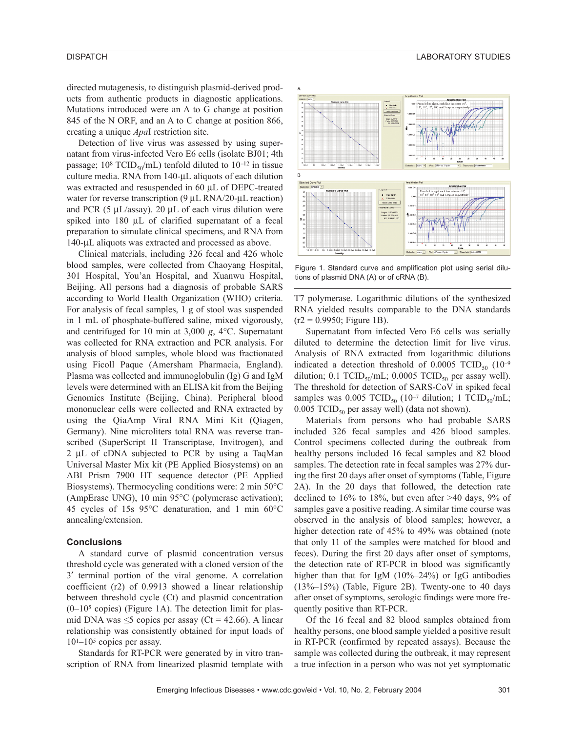directed mutagenesis, to distinguish plasmid-derived products from authentic products in diagnostic applications. Mutations introduced were an A to G change at position 845 of the N ORF, and an A to C change at position 866, creating a unique *Apa*I restriction site.

Detection of live virus was assessed by using supernatant from virus-infected Vero E6 cells (isolate BJ01; 4th passage; $10^8$ $TCID_{50}$/mL) tenfold diluted to $10^{-12}$ in tissue culture media. RNA from 140-µL aliquots of each dilution was extracted and resuspended in 60 µL of DEPC-treated water for reverse transcription (9 µL RNA/20-µL reaction) and PCR (5 µL/assay). 20 µL of each virus dilution were spiked into 180 µL of clarified supernatant of a fecal preparation to simulate clinical specimens, and RNA from 140-µL aliquots was extracted and processed as above.

Clinical materials, including 326 fecal and 426 whole blood samples, were collected from Chaoyang Hospital, 301 Hospital, You'an Hospital, and Xuanwu Hospital, Beijing. All persons had a diagnosis of probable SARS according to World Health Organization (WHO) criteria. For analysis of fecal samples, 1 g of stool was suspended in 1 mL of phosphate-buffered saline, mixed vigorously, and centrifuged for 10 min at 3,000 *g*, 4°C. Supernatant was collected for RNA extraction and PCR analysis. For analysis of blood samples, whole blood was fractionated using Ficoll Paque (Amersham Pharmacia, England). Plasma was collected and immunoglobulin (Ig) G and IgM levels were determined with an ELISA kit from the Beijing Genomics Institute (Beijing, China). Peripheral blood mononuclear cells were collected and RNA extracted by using the QiaAmp Viral RNA Mini Kit (Qiagen, Germany). Nine microliters total RNA was reverse transcribed (SuperScript II Transcriptase, Invitrogen), and 2 µL of cDNA subjected to PCR by using a TaqMan Universal Master Mix kit (PE Applied Biosystems) on an ABI Prism 7900 HT sequence detector (PE Applied Biosystems). Thermocycling conditions were: 2 min 50°C (AmpErase UNG), 10 min 95°C (polymerase activation); 45 cycles of 15s 95°C denaturation, and 1 min 60°C annealing/extension.

## Conclusions

A standard curve of plasmid concentration versus threshold cycle was generated with a cloned version of the 3′ terminal portion of the viral genome. A correlation coefficient (r2) of 0.9913 showed a linear relationship between threshold cycle (Ct) and plasmid concentration ($0–10^5$ copies) (Figure 1A). The detection limit for plasmid DNA was $\leq 5$ copies per assay (Ct = 42.66). A linear relationship was consistently obtained for input loads of $10^1–10^5$ copies per assay.

Standards for RT-PCR were generated by in vitro transcription of RNA from linearized plasmid template with T7 polymerase. Logarithmic dilutions of the synthesized RNA yielded results comparable to the DNA standards (r2 = 0.9950; Figure 1B).

Figure 1. Standard curve and amplification plot using serial dilutions of plasmid DNA (A) or of cRNA (B).

Supernatant from infected Vero E6 cells was serially diluted to determine the detection limit for live virus. Analysis of RNA extracted from logarithmic dilutions indicated a detection threshold of 0.0005 $TCID_{50}$ ($10^{-9}$ dilution; 0.1 $TCID_{50}$/mL; 0.0005 $TCID_{50}$ per assay well). The threshold for detection of SARS-CoV in spiked fecal samples was 0.005 $TCID_{50}$ ($10^{-7}$ dilution; 1 $TCID_{50}$/mL; 0.005 $TCID_{50}$ per assay well) (data not shown).

Materials from persons who had probable SARS included 326 fecal samples and 426 blood samples. Control specimens collected during the outbreak from healthy persons included 16 fecal samples and 82 blood samples. The detection rate in fecal samples was 27% during the first 20 days after onset of symptoms (Table, Figure 2A). In the 20 days that followed, the detection rate declined to 16% to 18%, but even after >40 days, 9% of samples gave a positive reading. A similar time course was observed in the analysis of blood samples; however, a higher detection rate of 45% to 49% was obtained (note that only 11 of the samples were matched for blood and feces). During the first 20 days after onset of symptoms, the detection rate of RT-PCR in blood was significantly higher than that for IgM (10%–24%) or IgG antibodies (13%–15%) (Table, Figure 2B). Twenty-one to 40 days after onset of symptoms, serologic findings were more frequently positive than RT-PCR.

Of the 16 fecal and 82 blood samples obtained from healthy persons, one blood sample yielded a positive result in RT-PCR (confirmed by repeated assays). Because the sample was collected during the outbreak, it may represent a true infection in a person who was not yet symptomatic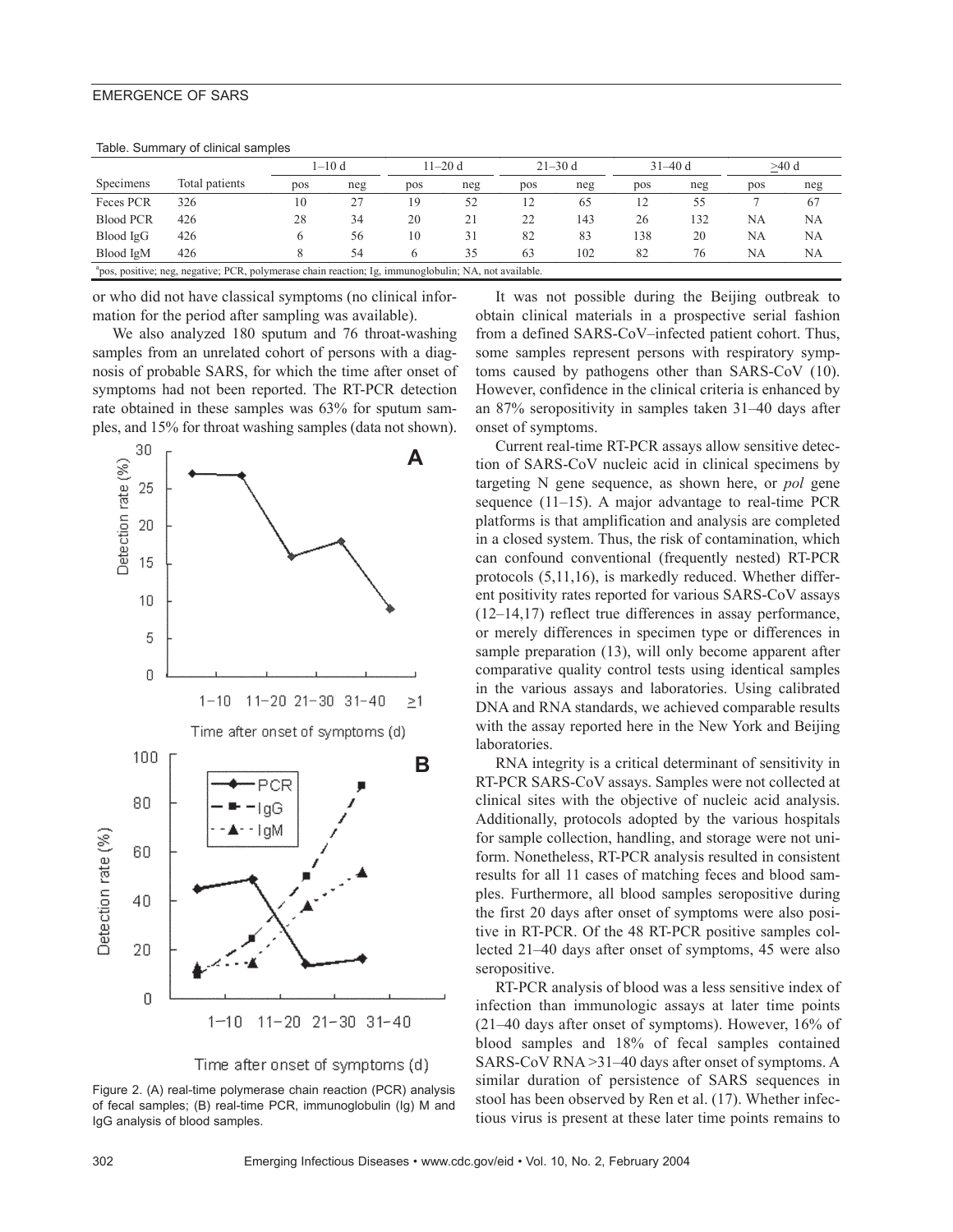Table. Summary of clinical samples

| Specimens | Total patients | 1–10 d | | 11–20 d | | 21–30 d | | 31–40 d | | ≥40 d | |
|---|---|---|---|---|---|---|---|---|---|---|---|
| | | pos | neg | pos | neg | pos | neg | pos | neg | pos | neg |
| Feces PCR | 326 | 10 | 27 | 19 | 52 | 12 | 65 | 12 | 55 | 7 | 67 |
| Blood PCR | 426 | 28 | 34 | 20 | 21 | 22 | 143 | 26 | 132 | NA | NA |
| Blood IgG | 426 | 6 | 56 | 10 | 31 | 82 | 83 | 138 | 20 | NA | NA |
| Blood IgM | 426 | 8 | 54 | 6 | 35 | 63 | 102 | 82 | 76 | NA | NA |

[a]pos, positive; neg, negative; PCR, polymerase chain reaction; Ig, immunoglobulin; NA, not available.

or who did not have classical symptoms (no clinical information for the period after sampling was available).

We also analyzed 180 sputum and 76 throat-washing samples from an unrelated cohort of persons with a diagnosis of probable SARS, for which the time after onset of symptoms had not been reported. The RT-PCR detection rate obtained in these samples was 63% for sputum samples, and 15% for throat washing samples (data not shown).

Figure 2. (A) real-time polymerase chain reaction (PCR) analysis of fecal samples; (B) real-time PCR, immunoglobulin (Ig) M and IgG analysis of blood samples.

It was not possible during the Beijing outbreak to obtain clinical materials in a prospective serial fashion from a defined SARS-CoV–infected patient cohort. Thus, some samples represent persons with respiratory symptoms caused by pathogens other than SARS-CoV (10). However, confidence in the clinical criteria is enhanced by an 87% seropositivity in samples taken 31–40 days after onset of symptoms.

Current real-time RT-PCR assays allow sensitive detection of SARS-CoV nucleic acid in clinical specimens by targeting N gene sequence, as shown here, or *pol* gene sequence (11–15). A major advantage to real-time PCR platforms is that amplification and analysis are completed in a closed system. Thus, the risk of contamination, which can confound conventional (frequently nested) RT-PCR protocols (5,11,16), is markedly reduced. Whether different positivity rates reported for various SARS-CoV assays (12–14,17) reflect true differences in assay performance, or merely differences in specimen type or differences in sample preparation (13), will only become apparent after comparative quality control tests using identical samples in the various assays and laboratories. Using calibrated DNA and RNA standards, we achieved comparable results with the assay reported here in the New York and Beijing laboratories.

RNA integrity is a critical determinant of sensitivity in RT-PCR SARS-CoV assays. Samples were not collected at clinical sites with the objective of nucleic acid analysis. Additionally, protocols adopted by the various hospitals for sample collection, handling, and storage were not uniform. Nonetheless, RT-PCR analysis resulted in consistent results for all 11 cases of matching feces and blood samples. Furthermore, all blood samples seropositive during the first 20 days after onset of symptoms were also positive in RT-PCR. Of the 48 RT-PCR positive samples collected 21–40 days after onset of symptoms, 45 were also seropositive.

RT-PCR analysis of blood was a less sensitive index of infection than immunologic assays at later time points (21–40 days after onset of symptoms). However, 16% of blood samples and 18% of fecal samples contained SARS-CoV RNA >31–40 days after onset of symptoms. A similar duration of persistence of SARS sequences in stool has been observed by Ren et al. (17). Whether infectious virus is present at these later time points remains to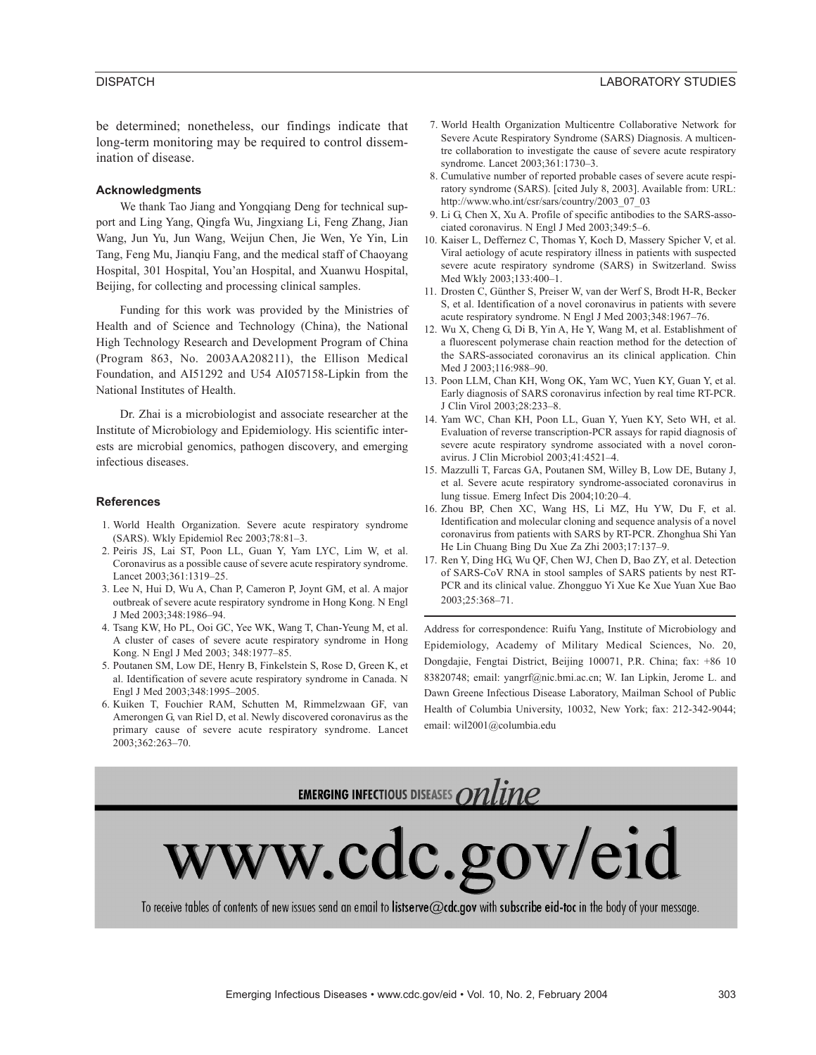be determined; nonetheless, our findings indicate that long-term monitoring may be required to control dissemination of disease.

#### Acknowledgments

We thank Tao Jiang and Yongqiang Deng for technical support and Ling Yang, Qingfa Wu, Jingxiang Li, Feng Zhang, Jian Wang, Jun Yu, Jun Wang, Weijun Chen, Jie Wen, Ye Yin, Lin Tang, Feng Mu, Jianqiu Fang, and the medical staff of Chaoyang Hospital, 301 Hospital, You'an Hospital, and Xuanwu Hospital, Beijing, for collecting and processing clinical samples.

Funding for this work was provided by the Ministries of Health and of Science and Technology (China), the National High Technology Research and Development Program of China (Program 863, No. 2003AA208211), the Ellison Medical Foundation, and AI51292 and U54 AI057158-Lipkin from the National Institutes of Health.

Dr. Zhai is a microbiologist and associate researcher at the Institute of Microbiology and Epidemiology. His scientific interests are microbial genomics, pathogen discovery, and emerging infectious diseases.

#### References

1. World Health Organization. Severe acute respiratory syndrome (SARS). Wkly Epidemiol Rec 2003;78:81–3.
2. Peiris JS, Lai ST, Poon LL, Guan Y, Yam LYC, Lim W, et al. Coronavirus as a possible cause of severe acute respiratory syndrome. Lancet 2003;361:1319–25.
3. Lee N, Hui D, Wu A, Chan P, Cameron P, Joynt GM, et al. A major outbreak of severe acute respiratory syndrome in Hong Kong. N Engl J Med 2003;348:1986–94.
4. Tsang KW, Ho PL, Ooi GC, Yee WK, Wang T, Chan-Yeung M, et al. A cluster of cases of severe acute respiratory syndrome in Hong Kong. N Engl J Med 2003; 348:1977–85.
5. Poutanen SM, Low DE, Henry B, Finkelstein S, Rose D, Green K, et al. Identification of severe acute respiratory syndrome in Canada. N Engl J Med 2003;348:1995–2005.
6. Kuiken T, Fouchier RAM, Schutten M, Rimmelzwaan GF, van Amerongen G, van Riel D, et al. Newly discovered coronavirus as the primary cause of severe acute respiratory syndrome. Lancet 2003;362:263–70.
7. World Health Organization Multicentre Collaborative Network for Severe Acute Respiratory Syndrome (SARS) Diagnosis. A multicentre collaboration to investigate the cause of severe acute respiratory syndrome. Lancet 2003;361:1730–3.
8. Cumulative number of reported probable cases of severe acute respiratory syndrome (SARS). [cited July 8, 2003]. Available from: URL: http://www.who.int/csr/sars/country/2003_07_03
9. Li G, Chen X, Xu A. Profile of specific antibodies to the SARS-associated coronavirus. N Engl J Med 2003;349:5–6.
10. Kaiser L, Deffernez C, Thomas Y, Koch D, Massery Spicher V, et al. Viral aetiology of acute respiratory illness in patients with suspected severe acute respiratory syndrome (SARS) in Switzerland. Swiss Med Wkly 2003;133:400–1.
11. Drosten C, Günther S, Preiser W, van der Werf S, Brodt H-R, Becker S, et al. Identification of a novel coronavirus in patients with severe acute respiratory syndrome. N Engl J Med 2003;348:1967–76.
12. Wu X, Cheng G, Di B, Yin A, He Y, Wang M, et al. Establishment of a fluorescent polymerase chain reaction method for the detection of the SARS-associated coronavirus an its clinical application. Chin Med J 2003;116:988–90.
13. Poon LLM, Chan KH, Wong OK, Yam WC, Yuen KY, Guan Y, et al. Early diagnosis of SARS coronavirus infection by real time RT-PCR. J Clin Virol 2003;28:233–8.
14. Yam WC, Chan KH, Poon LL, Guan Y, Yuen KY, Seto WH, et al. Evaluation of reverse transcription-PCR assays for rapid diagnosis of severe acute respiratory syndrome associated with a novel coronavirus. J Clin Microbiol 2003;41:4521–4.
15. Mazzulli T, Farcas GA, Poutanen SM, Willey B, Low DE, Butany J, et al. Severe acute respiratory syndrome-associated coronavirus in lung tissue. Emerg Infect Dis 2004;10:20–4.
16. Zhou BP, Chen XC, Wang HS, Li MZ, Hu YW, Du F, et al. Identification and molecular cloning and sequence analysis of a novel coronavirus from patients with SARS by RT-PCR. Zhonghua Shi Yan He Lin Chuang Bing Du Xue Za Zhi 2003;17:137–9.
17. Ren Y, Ding HG, Wu QF, Chen WJ, Chen D, Bao ZY, et al. Detection of SARS-CoV RNA in stool samples of SARS patients by nest RT-PCR and its clinical value. Zhongguo Yi Xue Ke Xue Yuan Xue Bao 2003;25:368–71.

Address for correspondence: Ruifu Yang, Institute of Microbiology and Epidemiology, Academy of Military Medical Sciences, No. 20, Dongdajie, Fengtai District, Beijing 100071, P.R. China; fax: +86 10 83820748; email: yangrf@nic.bmi.ac.cn; W. Ian Lipkin, Jerome L. and Dawn Greene Infectious Disease Laboratory, Mailman School of Public Health of Columbia University, 10032, New York; fax: 212-342-9044; email: wil2001@columbia.edu

EMERGING INFECTIOUS DISEASES *online*

# www.cdc.gov/eid

To receive tables of contents of new issues send an email to **listserve@cdc.gov** with **subscribe eid-toc** in the body of your message.